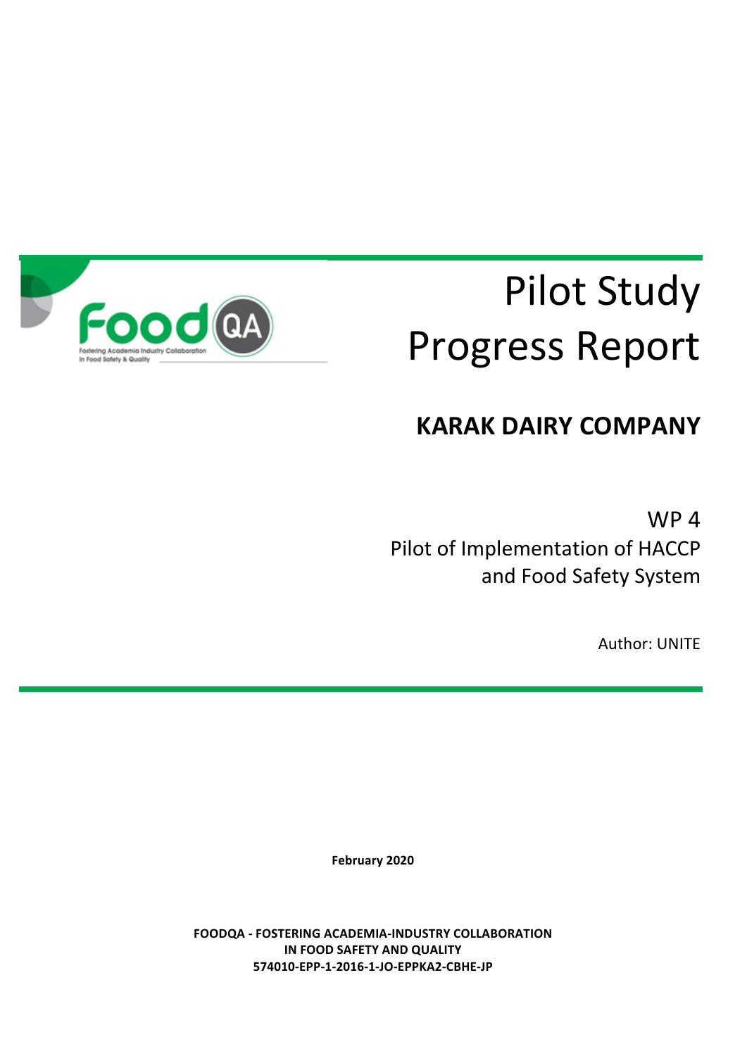# Pilot Study Progress Report

## KARAK DAIRY COMPANY

WP 4
Pilot of Implementation of HACCP and Food Safety System

Author: UNITE

**February 2020**

**FOODQA - FOSTERING ACADEMIA-INDUSTRY COLLABORATION IN FOOD SAFETY AND QUALITY**
**574010-EPP-1-2016-1-JO-EPPKA2-CBHE-JP**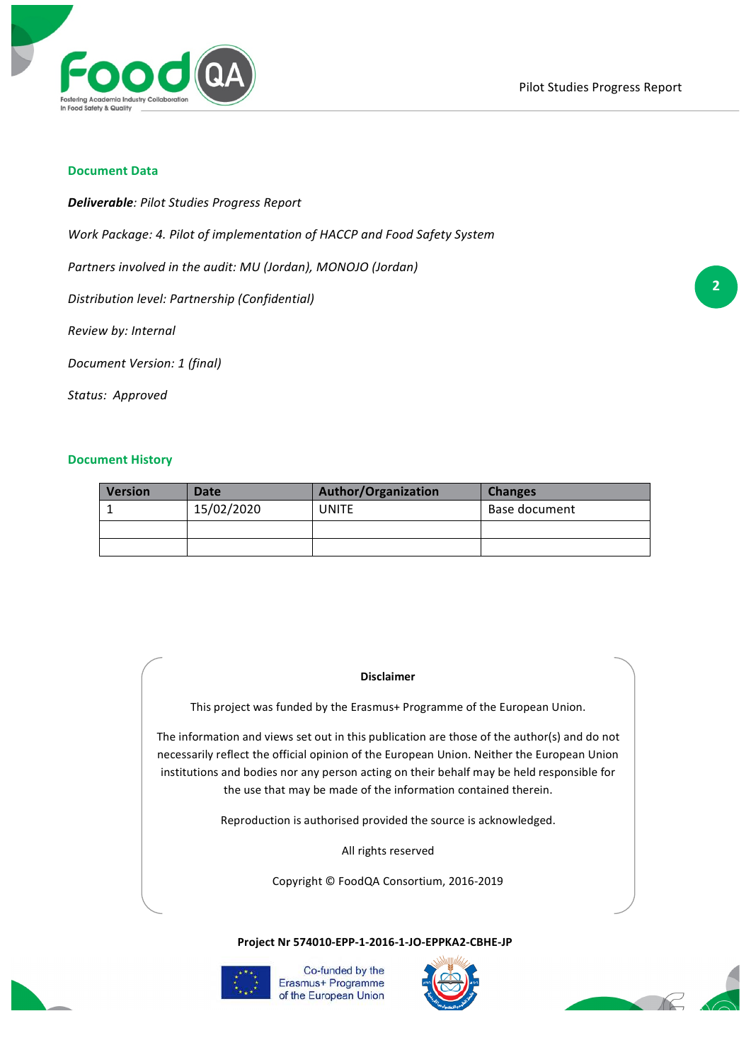## Document Data

***Deliverable***: *Pilot Studies Progress Report*

*Work Package: 4. Pilot of implementation of HACCP and Food Safety System*

*Partners involved in the audit: MU (Jordan), MONOJO (Jordan)*

*Distribution level: Partnership (Confidential)*

*Review by: Internal*

*Document Version: 1 (final)*

*Status: Approved*

## Document History

| Version | Date | Author/Organization | Changes |
|---|---|---|---|
| 1 | 15/02/2020 | UNITE | Base document |
| | | | |
| | | | |

**Disclaimer**

This project was funded by the Erasmus+ Programme of the European Union.

The information and views set out in this publication are those of the author(s) and do not necessarily reflect the official opinion of the European Union. Neither the European Union institutions and bodies nor any person acting on their behalf may be held responsible for the use that may be made of the information contained therein.

Reproduction is authorised provided the source is acknowledged.

All rights reserved

Copyright © FoodQA Consortium, 2016-2019

**Project Nr 574010-EPP-1-2016-1-JO-EPPKA2-CBHE-JP**

Co-funded by the Erasmus+ Programme of the European Union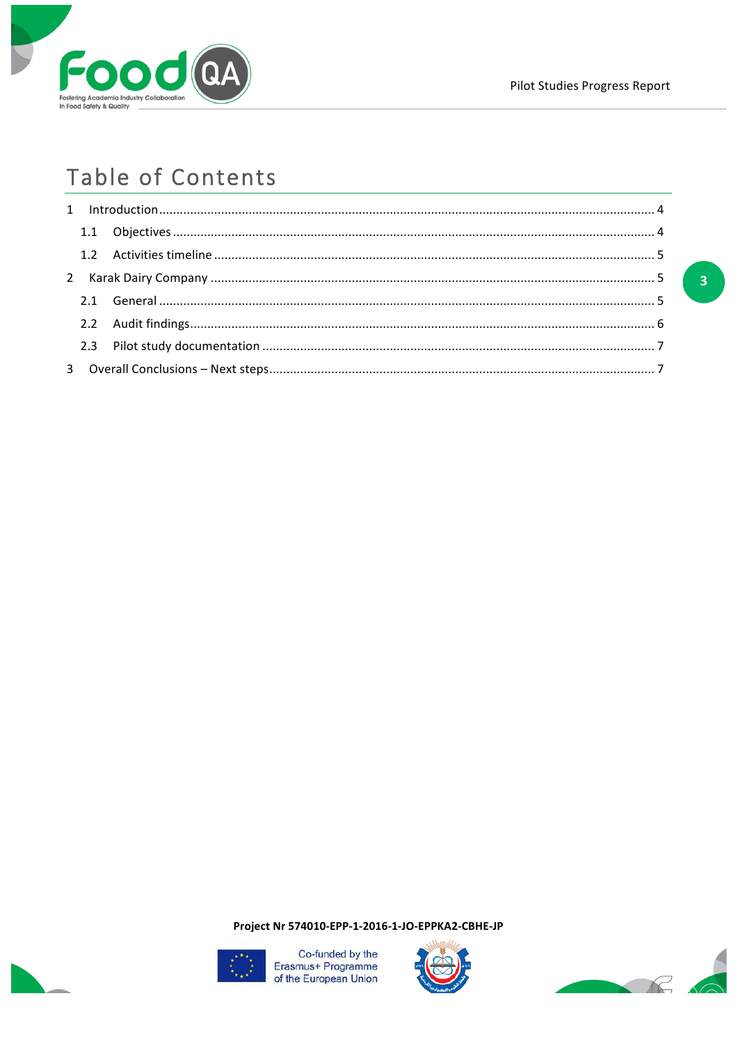# Table of Contents

1 Introduction ........ 4

1.1 Objectives ........ 4

1.2 Activities timeline ........ 5

2 Karak Dairy Company ........ 5

2.1 General ........ 5

2.2 Audit findings ........ 6

2.3 Pilot study documentation ........ 7

3 Overall Conclusions – Next steps ........ 7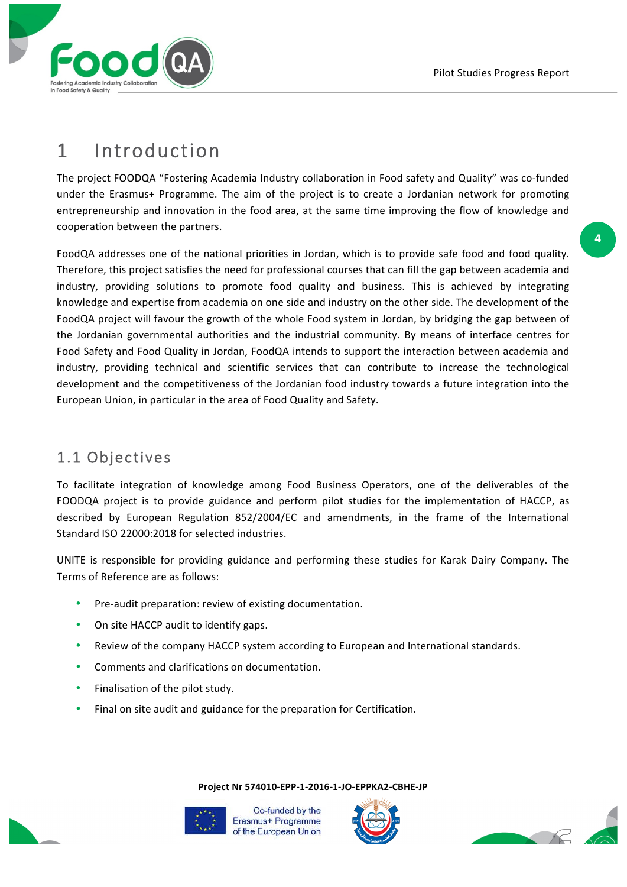# 1 Introduction

The project FOODQA "Fostering Academia Industry collaboration in Food safety and Quality" was co-funded under the Erasmus+ Programme. The aim of the project is to create a Jordanian network for promoting entrepreneurship and innovation in the food area, at the same time improving the flow of knowledge and cooperation between the partners.

FoodQA addresses one of the national priorities in Jordan, which is to provide safe food and food quality. Therefore, this project satisfies the need for professional courses that can fill the gap between academia and industry, providing solutions to promote food quality and business. This is achieved by integrating knowledge and expertise from academia on one side and industry on the other side. The development of the FoodQA project will favour the growth of the whole Food system in Jordan, by bridging the gap between of the Jordanian governmental authorities and the industrial community. By means of interface centres for Food Safety and Food Quality in Jordan, FoodQA intends to support the interaction between academia and industry, providing technical and scientific services that can contribute to increase the technological development and the competitiveness of the Jordanian food industry towards a future integration into the European Union, in particular in the area of Food Quality and Safety.

## 1.1 Objectives

To facilitate integration of knowledge among Food Business Operators, one of the deliverables of the FOODQA project is to provide guidance and perform pilot studies for the implementation of HACCP, as described by European Regulation 852/2004/EC and amendments, in the frame of the International Standard ISO 22000:2018 for selected industries.

UNITE is responsible for providing guidance and performing these studies for Karak Dairy Company. The Terms of Reference are as follows:

- Pre-audit preparation: review of existing documentation.
- On site HACCP audit to identify gaps.
- Review of the company HACCP system according to European and International standards.
- Comments and clarifications on documentation.
- Finalisation of the pilot study.
- Final on site audit and guidance for the preparation for Certification.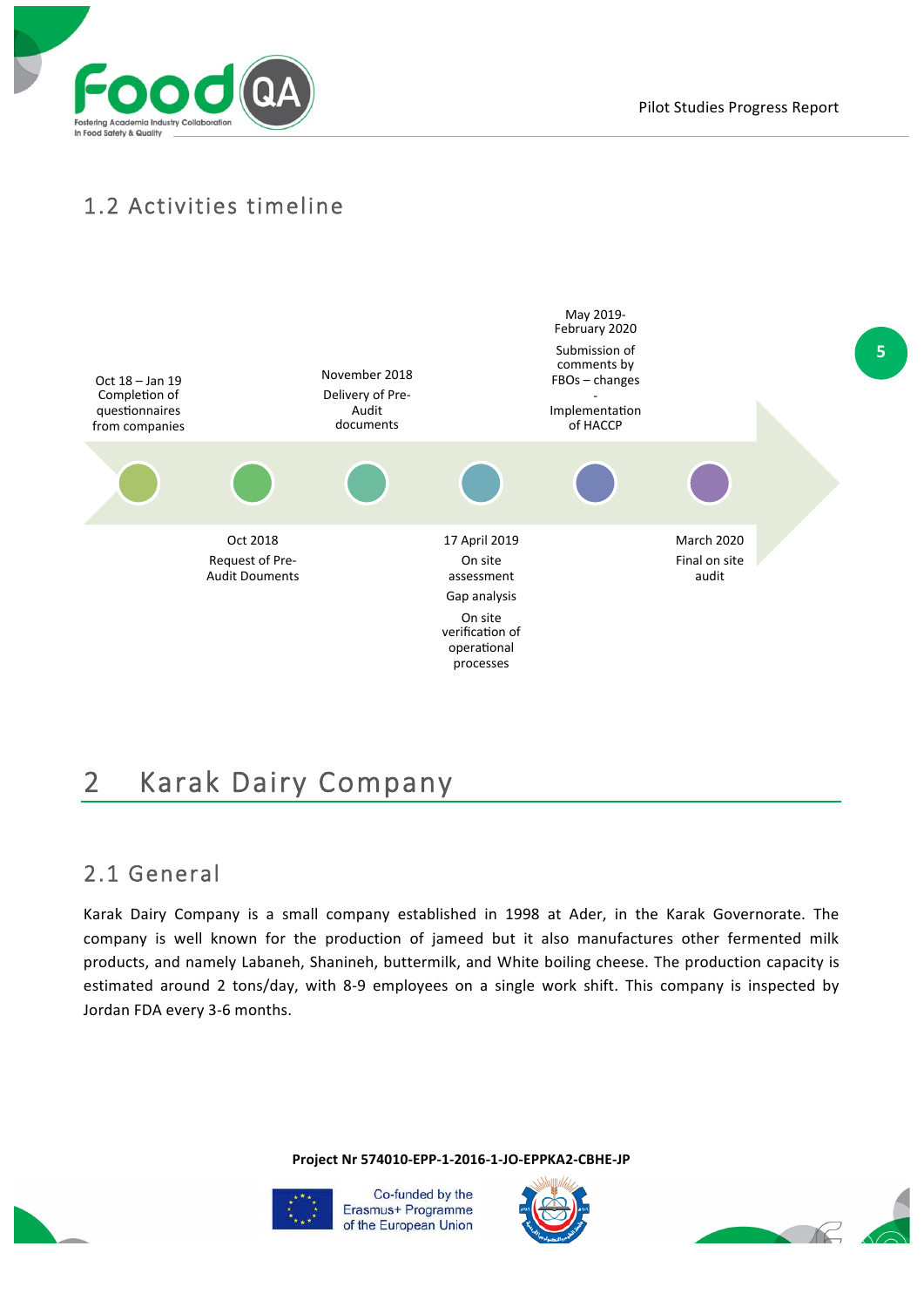## 1.2 Activities timeline

- Oct 18 – Jan 19: Completion of questionnaires from companies
- Oct 2018: Request of Pre-Audit Douments
- November 2018: Delivery of Pre-Audit documents
- 17 April 2019: On site assessment; Gap analysis; On site verification of operational processes
- May 2019-February 2020: Submission of comments by FBOs – changes - Implementation of HACCP
- March 2020: Final on site audit

# 2 Karak Dairy Company

## 2.1 General

Karak Dairy Company is a small company established in 1998 at Ader, in the Karak Governorate. The company is well known for the production of jameed but it also manufactures other fermented milk products, and namely Labaneh, Shanineh, buttermilk, and White boiling cheese. The production capacity is estimated around 2 tons/day, with 8-9 employees on a single work shift. This company is inspected by Jordan FDA every 3-6 months.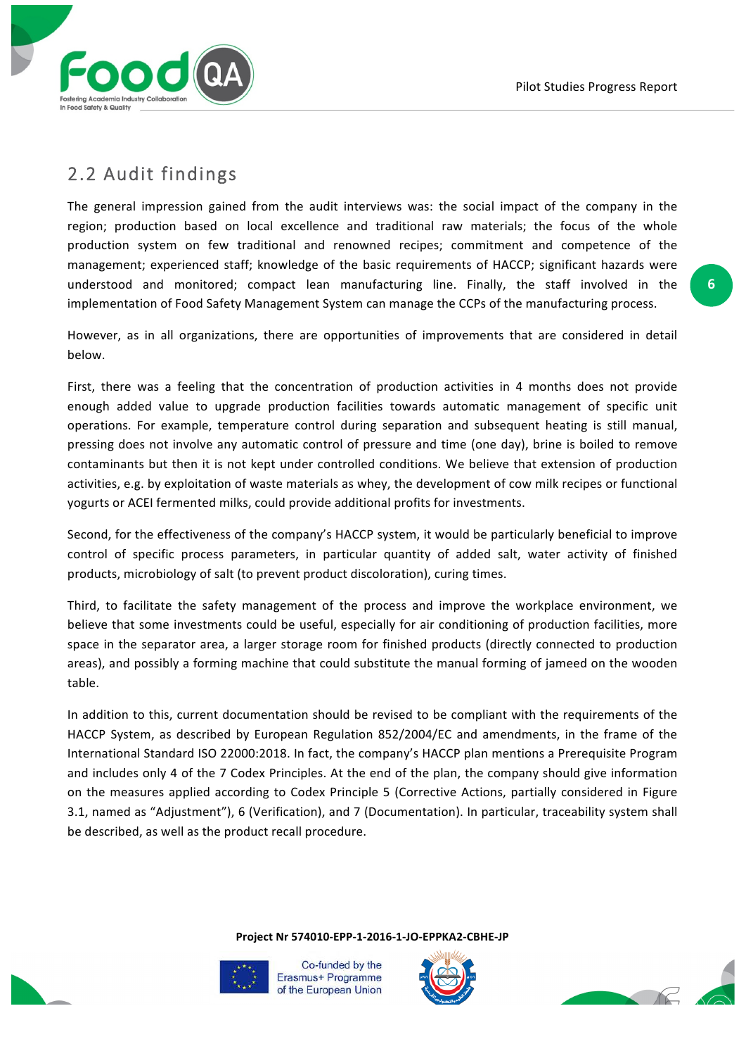## 2.2 Audit findings

The general impression gained from the audit interviews was: the social impact of the company in the region; production based on local excellence and traditional raw materials; the focus of the whole production system on few traditional and renowned recipes; commitment and competence of the management; experienced staff; knowledge of the basic requirements of HACCP; significant hazards were understood and monitored; compact lean manufacturing line. Finally, the staff involved in the implementation of Food Safety Management System can manage the CCPs of the manufacturing process.

However, as in all organizations, there are opportunities of improvements that are considered in detail below.

First, there was a feeling that the concentration of production activities in 4 months does not provide enough added value to upgrade production facilities towards automatic management of specific unit operations. For example, temperature control during separation and subsequent heating is still manual, pressing does not involve any automatic control of pressure and time (one day), brine is boiled to remove contaminants but then it is not kept under controlled conditions. We believe that extension of production activities, e.g. by exploitation of waste materials as whey, the development of cow milk recipes or functional yogurts or ACEI fermented milks, could provide additional profits for investments.

Second, for the effectiveness of the company's HACCP system, it would be particularly beneficial to improve control of specific process parameters, in particular quantity of added salt, water activity of finished products, microbiology of salt (to prevent product discoloration), curing times.

Third, to facilitate the safety management of the process and improve the workplace environment, we believe that some investments could be useful, especially for air conditioning of production facilities, more space in the separator area, a larger storage room for finished products (directly connected to production areas), and possibly a forming machine that could substitute the manual forming of jameed on the wooden table.

In addition to this, current documentation should be revised to be compliant with the requirements of the HACCP System, as described by European Regulation 852/2004/EC and amendments, in the frame of the International Standard ISO 22000:2018. In fact, the company's HACCP plan mentions a Prerequisite Program and includes only 4 of the 7 Codex Principles. At the end of the plan, the company should give information on the measures applied according to Codex Principle 5 (Corrective Actions, partially considered in Figure 3.1, named as "Adjustment"), 6 (Verification), and 7 (Documentation). In particular, traceability system shall be described, as well as the product recall procedure.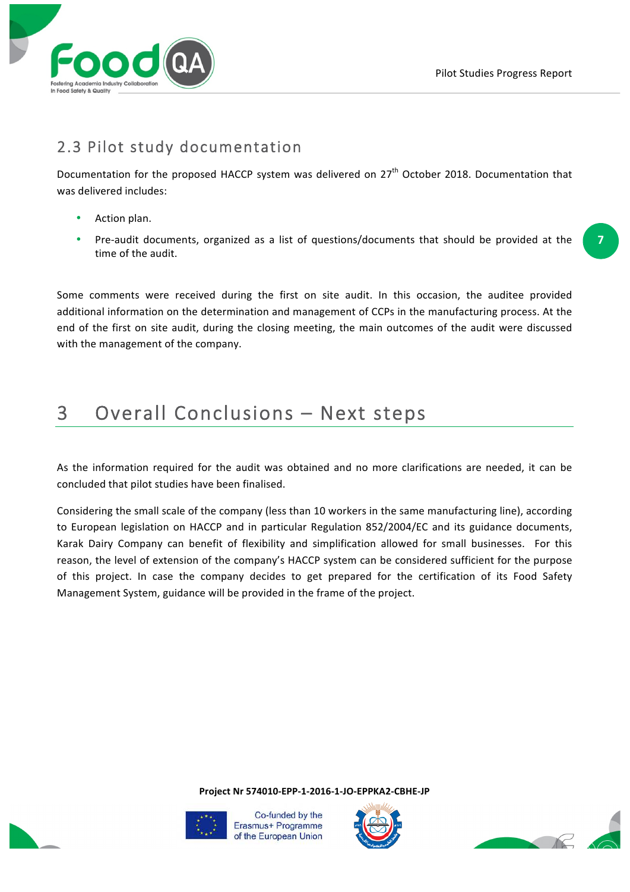## 2.3 Pilot study documentation

Documentation for the proposed HACCP system was delivered on 27th October 2018. Documentation that was delivered includes:

- Action plan.
- Pre-audit documents, organized as a list of questions/documents that should be provided at the time of the audit.

Some comments were received during the first on site audit. In this occasion, the auditee provided additional information on the determination and management of CCPs in the manufacturing process. At the end of the first on site audit, during the closing meeting, the main outcomes of the audit were discussed with the management of the company.

# 3 Overall Conclusions – Next steps

As the information required for the audit was obtained and no more clarifications are needed, it can be concluded that pilot studies have been finalised.

Considering the small scale of the company (less than 10 workers in the same manufacturing line), according to European legislation on HACCP and in particular Regulation 852/2004/EC and its guidance documents, Karak Dairy Company can benefit of flexibility and simplification allowed for small businesses. For this reason, the level of extension of the company's HACCP system can be considered sufficient for the purpose of this project. In case the company decides to get prepared for the certification of its Food Safety Management System, guidance will be provided in the frame of the project.